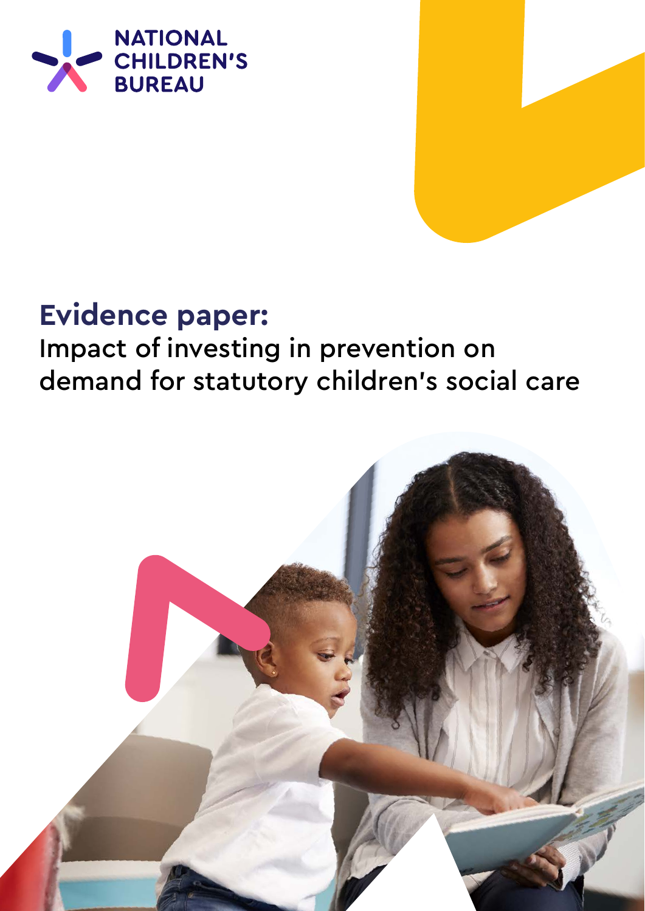NATIONAL CHILDREN'S BUREAU

# Evidence paper:

## Impact of investing in prevention on demand for statutory children's social care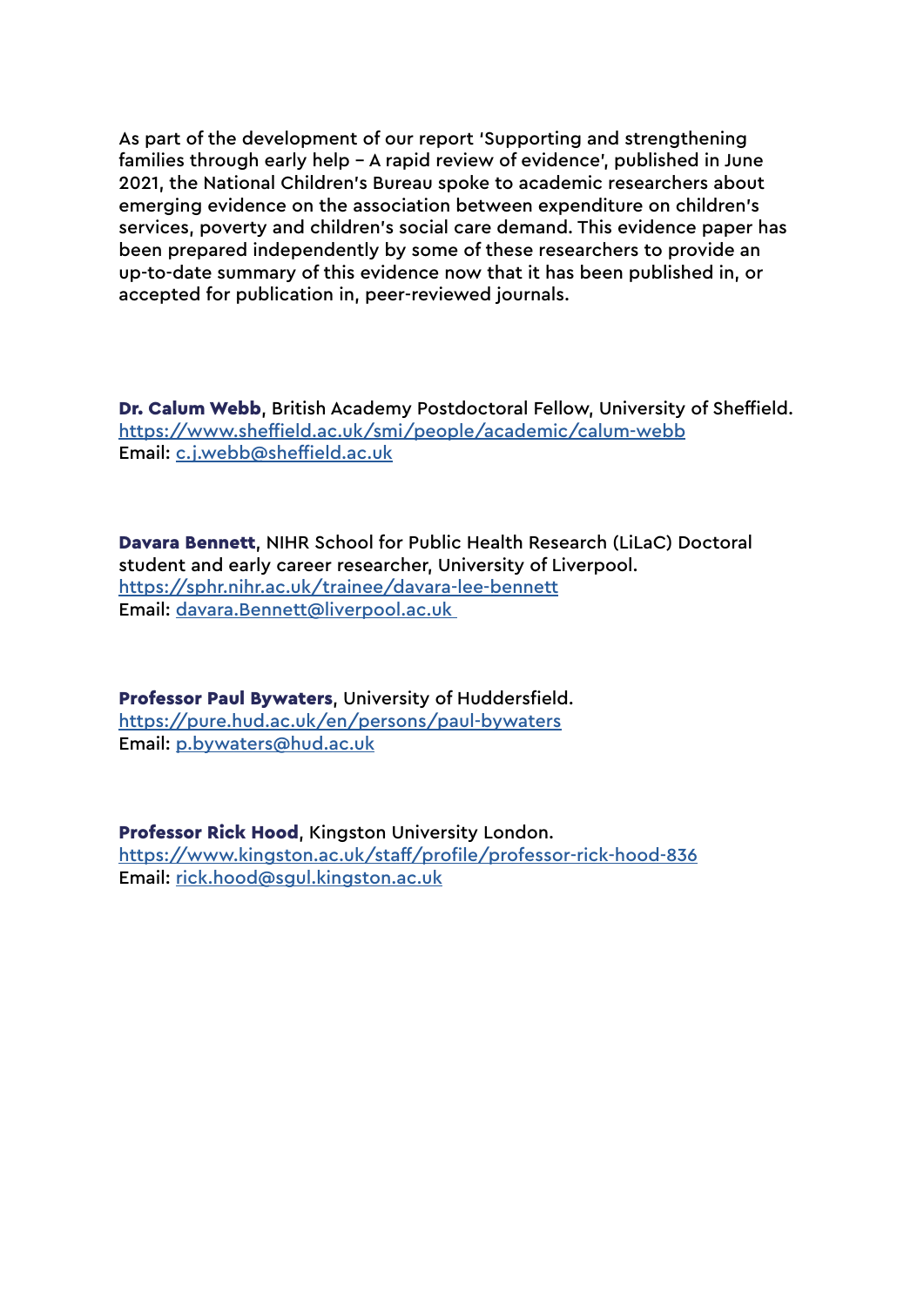As part of the development of our report 'Supporting and strengthening families through early help – A rapid review of evidence', published in June 2021, the National Children's Bureau spoke to academic researchers about emerging evidence on the association between expenditure on children's services, poverty and children's social care demand. This evidence paper has been prepared independently by some of these researchers to provide an up-to-date summary of this evidence now that it has been published in, or accepted for publication in, peer-reviewed journals.

**Dr. Calum Webb**, British Academy Postdoctoral Fellow, University of Sheffield.
https://www.sheffield.ac.uk/smi/people/academic/calum-webb
Email: c.j.webb@sheffield.ac.uk

**Davara Bennett**, NIHR School for Public Health Research (LiLaC) Doctoral student and early career researcher, University of Liverpool.
https://sphr.nihr.ac.uk/trainee/davara-lee-bennett
Email: davara.Bennett@liverpool.ac.uk

**Professor Paul Bywaters**, University of Huddersfield.
https://pure.hud.ac.uk/en/persons/paul-bywaters
Email: p.bywaters@hud.ac.uk

**Professor Rick Hood**, Kingston University London.
https://www.kingston.ac.uk/staff/profile/professor-rick-hood-836
Email: rick.hood@sgul.kingston.ac.uk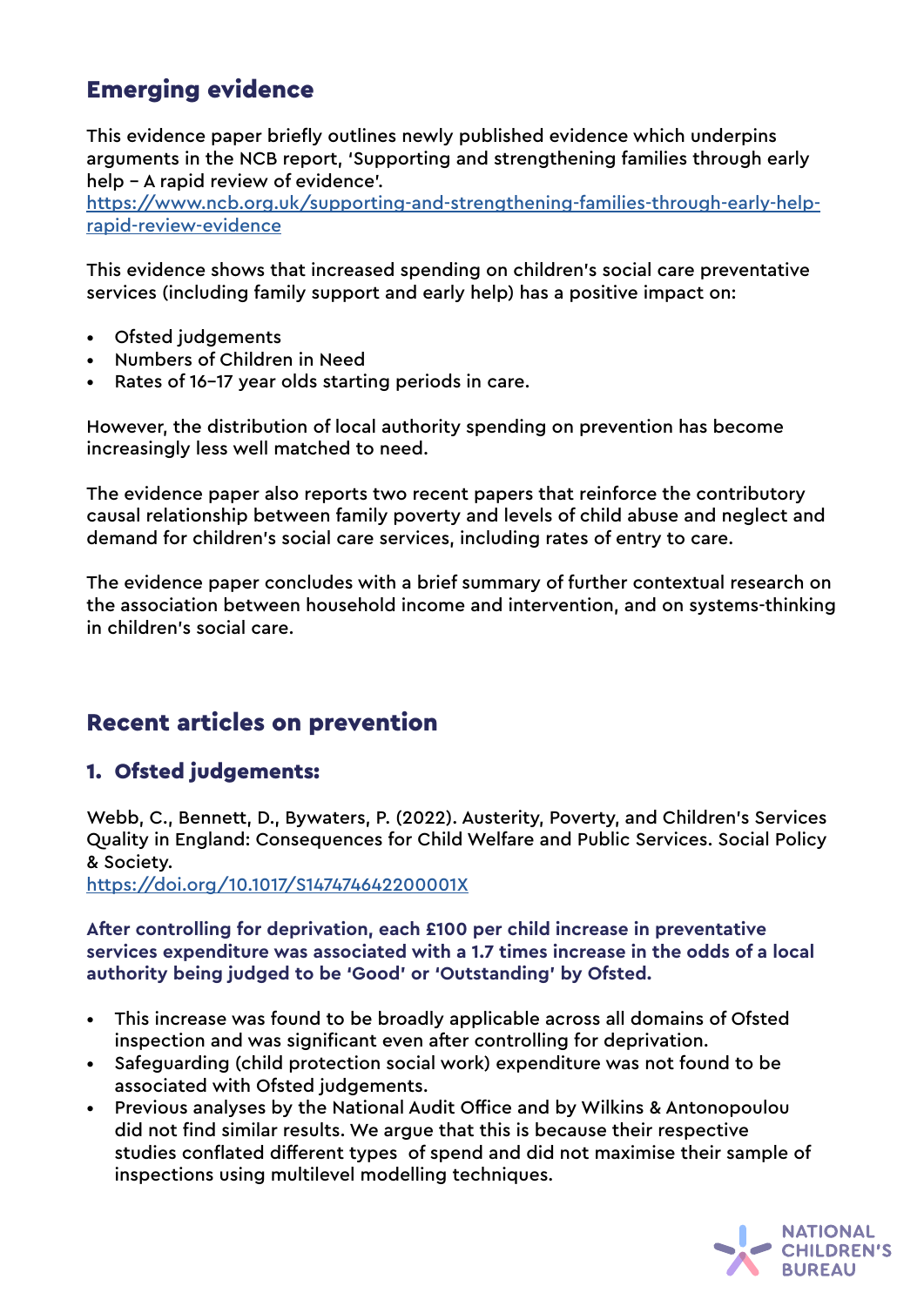## Emerging evidence

This evidence paper briefly outlines newly published evidence which underpins arguments in the NCB report, 'Supporting and strengthening families through early help – A rapid review of evidence'.
https://www.ncb.org.uk/supporting-and-strengthening-families-through-early-help-rapid-review-evidence

This evidence shows that increased spending on children's social care preventative services (including family support and early help) has a positive impact on:

- Ofsted judgements
- Numbers of Children in Need
- Rates of 16–17 year olds starting periods in care.

However, the distribution of local authority spending on prevention has become increasingly less well matched to need.

The evidence paper also reports two recent papers that reinforce the contributory causal relationship between family poverty and levels of child abuse and neglect and demand for children's social care services, including rates of entry to care.

The evidence paper concludes with a brief summary of further contextual research on the association between household income and intervention, and on systems-thinking in children's social care.

## Recent articles on prevention

### 1. Ofsted judgements:

Webb, C., Bennett, D., Bywaters, P. (2022). Austerity, Poverty, and Children's Services Quality in England: Consequences for Child Welfare and Public Services. Social Policy & Society.
https://doi.org/10.1017/S147474642200001X

**After controlling for deprivation, each £100 per child increase in preventative services expenditure was associated with a 1.7 times increase in the odds of a local authority being judged to be 'Good' or 'Outstanding' by Ofsted.**

- This increase was found to be broadly applicable across all domains of Ofsted inspection and was significant even after controlling for deprivation.
- Safeguarding (child protection social work) expenditure was not found to be associated with Ofsted judgements.
- Previous analyses by the National Audit Office and by Wilkins & Antonopoulou did not find similar results. We argue that this is because their respective studies conflated different types of spend and did not maximise their sample of inspections using multilevel modelling techniques.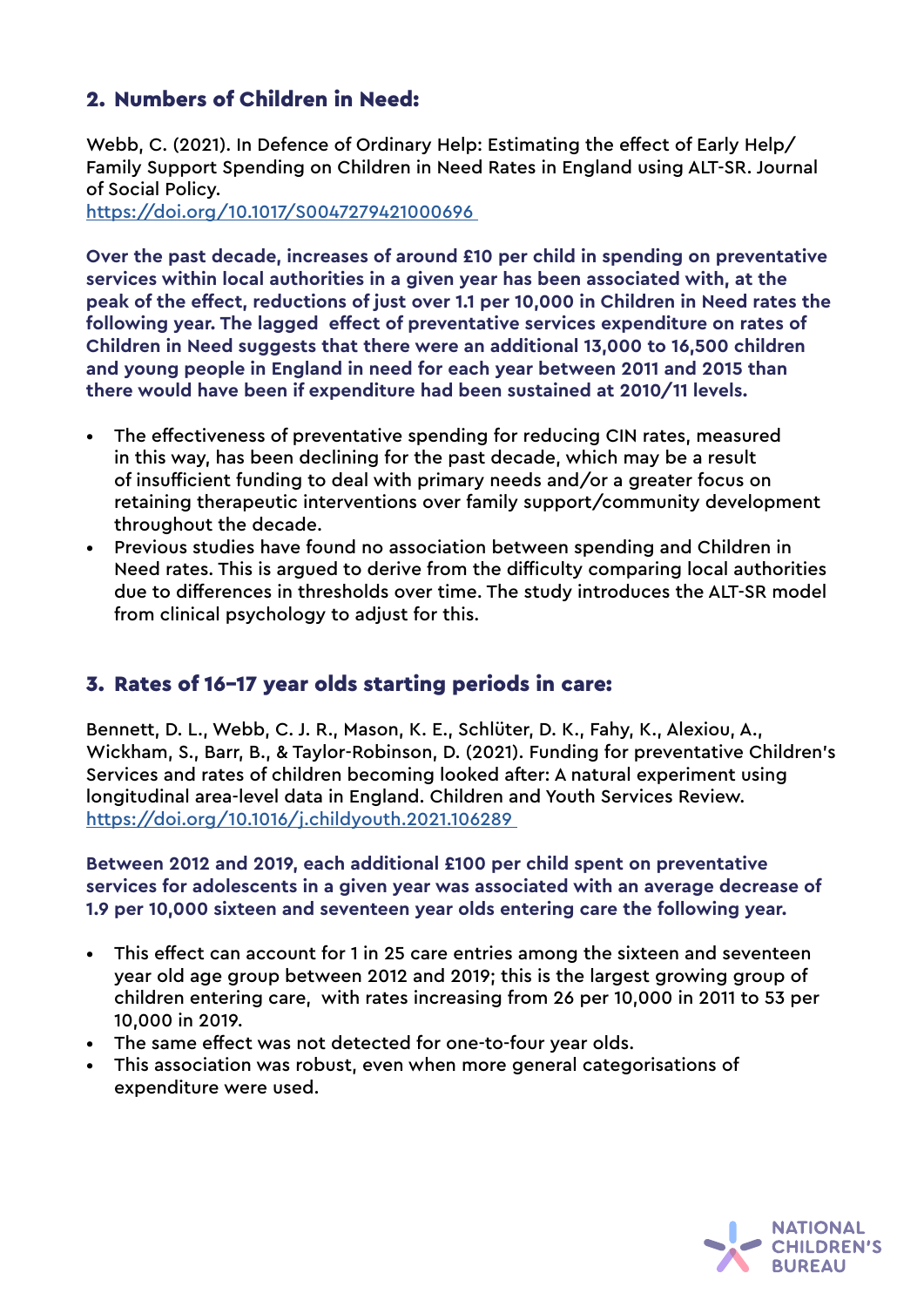## 2. Numbers of Children in Need:

Webb, C. (2021). In Defence of Ordinary Help: Estimating the effect of Early Help/ Family Support Spending on Children in Need Rates in England using ALT-SR. Journal of Social Policy.
https://doi.org/10.1017/S0047279421000696

**Over the past decade, increases of around £10 per child in spending on preventative services within local authorities in a given year has been associated with, at the peak of the effect, reductions of just over 1.1 per 10,000 in Children in Need rates the following year. The lagged effect of preventative services expenditure on rates of Children in Need suggests that there were an additional 13,000 to 16,500 children and young people in England in need for each year between 2011 and 2015 than there would have been if expenditure had been sustained at 2010/11 levels.**

- The effectiveness of preventative spending for reducing CIN rates, measured in this way, has been declining for the past decade, which may be a result of insufficient funding to deal with primary needs and/or a greater focus on retaining therapeutic interventions over family support/community development throughout the decade.
- Previous studies have found no association between spending and Children in Need rates. This is argued to derive from the difficulty comparing local authorities due to differences in thresholds over time. The study introduces the ALT-SR model from clinical psychology to adjust for this.

## 3. Rates of 16-17 year olds starting periods in care:

Bennett, D. L., Webb, C. J. R., Mason, K. E., Schlüter, D. K., Fahy, K., Alexiou, A., Wickham, S., Barr, B., & Taylor-Robinson, D. (2021). Funding for preventative Children's Services and rates of children becoming looked after: A natural experiment using longitudinal area-level data in England. Children and Youth Services Review.
https://doi.org/10.1016/j.childyouth.2021.106289

**Between 2012 and 2019, each additional £100 per child spent on preventative services for adolescents in a given year was associated with an average decrease of 1.9 per 10,000 sixteen and seventeen year olds entering care the following year.**

- This effect can account for 1 in 25 care entries among the sixteen and seventeen year old age group between 2012 and 2019; this is the largest growing group of children entering care, with rates increasing from 26 per 10,000 in 2011 to 53 per 10,000 in 2019.
- The same effect was not detected for one-to-four year olds.
- This association was robust, even when more general categorisations of expenditure were used.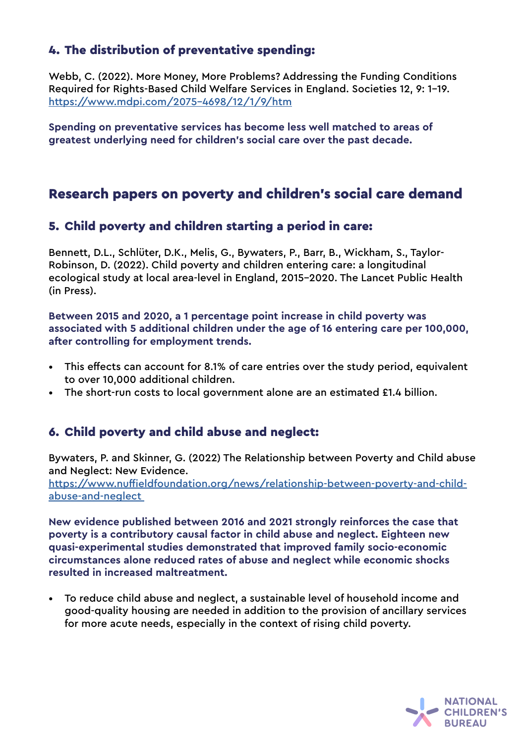### 4. The distribution of preventative spending:

Webb, C. (2022). More Money, More Problems? Addressing the Funding Conditions Required for Rights-Based Child Welfare Services in England. Societies 12, 9: 1–19. https://www.mdpi.com/2075-4698/12/1/9/htm

**Spending on preventative services has become less well matched to areas of greatest underlying need for children's social care over the past decade.**

## Research papers on poverty and children's social care demand

### 5. Child poverty and children starting a period in care:

Bennett, D.L., Schlüter, D.K., Melis, G., Bywaters, P., Barr, B., Wickham, S., Taylor-Robinson, D. (2022). Child poverty and children entering care: a longitudinal ecological study at local area-level in England, 2015–2020. The Lancet Public Health (in Press).

**Between 2015 and 2020, a 1 percentage point increase in child poverty was associated with 5 additional children under the age of 16 entering care per 100,000, after controlling for employment trends.**

- This effects can account for 8.1% of care entries over the study period, equivalent to over 10,000 additional children.
- The short-run costs to local government alone are an estimated £1.4 billion.

### 6. Child poverty and child abuse and neglect:

Bywaters, P. and Skinner, G. (2022) The Relationship between Poverty and Child abuse and Neglect: New Evidence. https://www.nuffieldfoundation.org/news/relationship-between-poverty-and-child-abuse-and-neglect

**New evidence published between 2016 and 2021 strongly reinforces the case that poverty is a contributory causal factor in child abuse and neglect. Eighteen new quasi-experimental studies demonstrated that improved family socio-economic circumstances alone reduced rates of abuse and neglect while economic shocks resulted in increased maltreatment.**

- To reduce child abuse and neglect, a sustainable level of household income and good-quality housing are needed in addition to the provision of ancillary services for more acute needs, especially in the context of rising child poverty.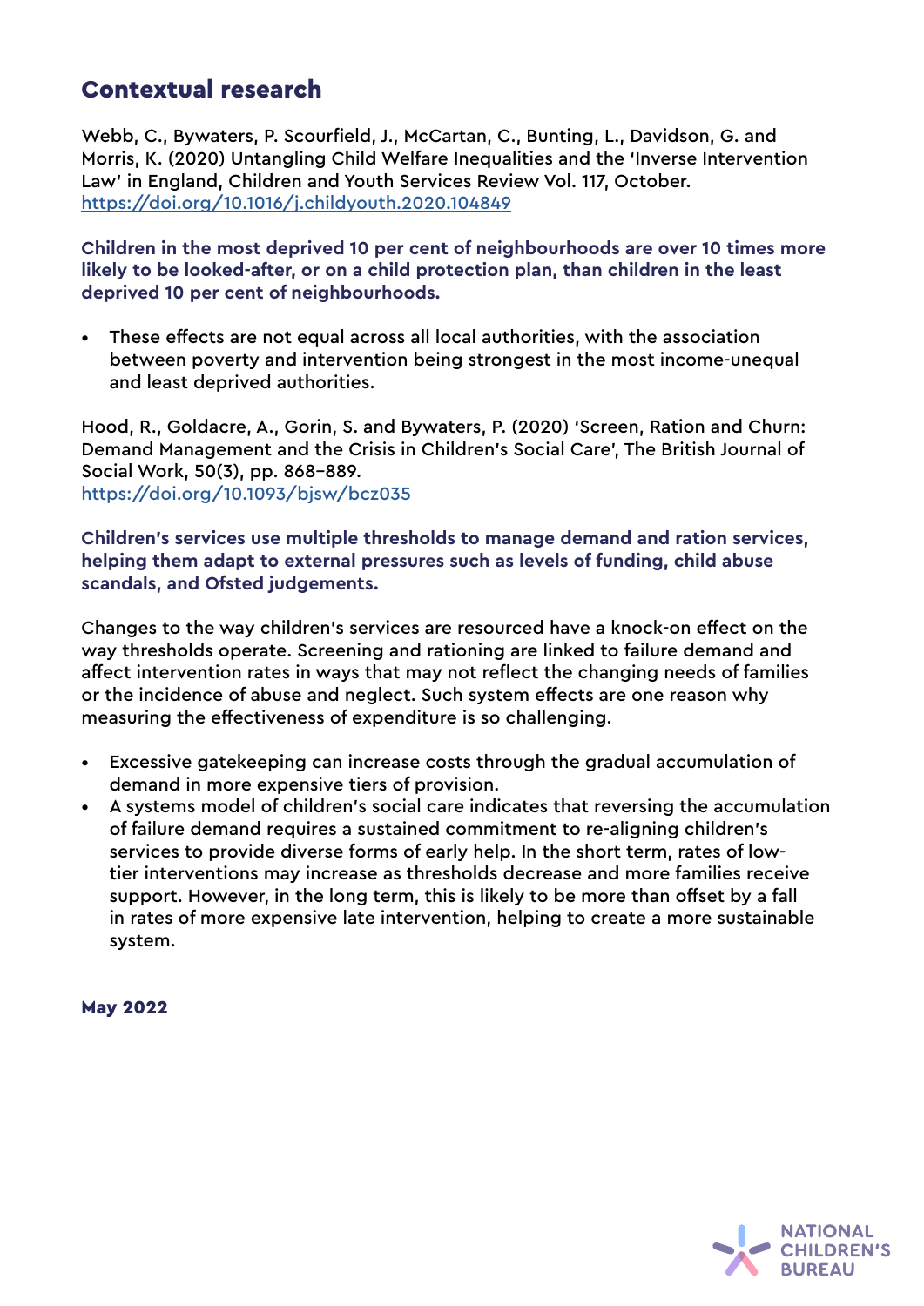## Contextual research

Webb, C., Bywaters, P. Scourfield, J., McCartan, C., Bunting, L., Davidson, G. and Morris, K. (2020) Untangling Child Welfare Inequalities and the 'Inverse Intervention Law' in England, Children and Youth Services Review Vol. 117, October. https://doi.org/10.1016/j.childyouth.2020.104849

**Children in the most deprived 10 per cent of neighbourhoods are over 10 times more likely to be looked-after, or on a child protection plan, than children in the least deprived 10 per cent of neighbourhoods.**

- These effects are not equal across all local authorities, with the association between poverty and intervention being strongest in the most income-unequal and least deprived authorities.

Hood, R., Goldacre, A., Gorin, S. and Bywaters, P. (2020) 'Screen, Ration and Churn: Demand Management and the Crisis in Children's Social Care', The British Journal of Social Work, 50(3), pp. 868–889. https://doi.org/10.1093/bjsw/bcz035

**Children's services use multiple thresholds to manage demand and ration services, helping them adapt to external pressures such as levels of funding, child abuse scandals, and Ofsted judgements.**

Changes to the way children's services are resourced have a knock-on effect on the way thresholds operate. Screening and rationing are linked to failure demand and affect intervention rates in ways that may not reflect the changing needs of families or the incidence of abuse and neglect. Such system effects are one reason why measuring the effectiveness of expenditure is so challenging.

- Excessive gatekeeping can increase costs through the gradual accumulation of demand in more expensive tiers of provision.
- A systems model of children's social care indicates that reversing the accumulation of failure demand requires a sustained commitment to re-aligning children's services to provide diverse forms of early help. In the short term, rates of low-tier interventions may increase as thresholds decrease and more families receive support. However, in the long term, this is likely to be more than offset by a fall in rates of more expensive late intervention, helping to create a more sustainable system.

**May 2022**